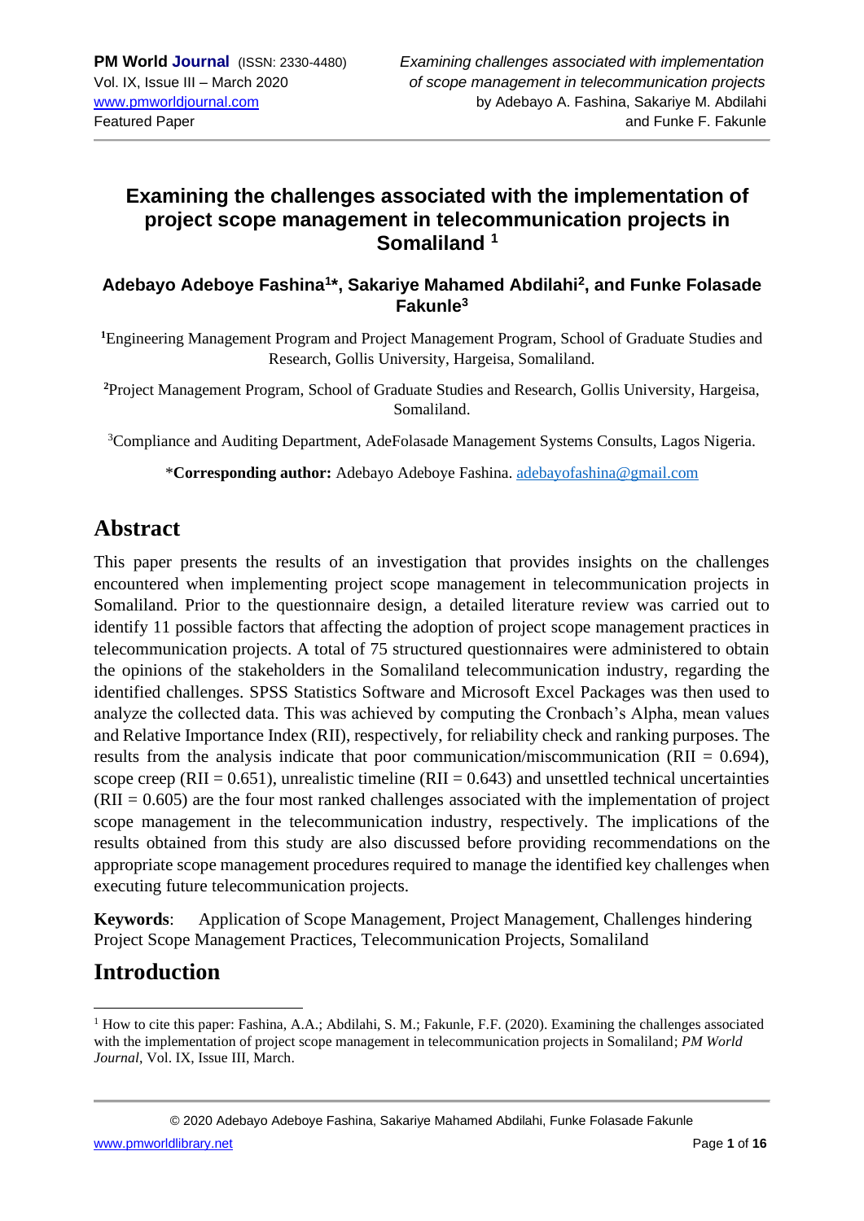# Examining the challenges associated with the implementation of project scope management in telecommunication projects in Somaliland [1]

**Adebayo Adeboye Fashina[1]\*, Sakariye Mahamed Abdilahi[2], and Funke Folasade Fakunle[3]**

[1]Engineering Management Program and Project Management Program, School of Graduate Studies and Research, Gollis University, Hargeisa, Somaliland.

[2]Project Management Program, School of Graduate Studies and Research, Gollis University, Hargeisa, Somaliland.

[3]Compliance and Auditing Department, AdeFolasade Management Systems Consults, Lagos Nigeria.

\***Corresponding author:** Adebayo Adeboye Fashina. adebayofashina@gmail.com

## Abstract

This paper presents the results of an investigation that provides insights on the challenges encountered when implementing project scope management in telecommunication projects in Somaliland. Prior to the questionnaire design, a detailed literature review was carried out to identify 11 possible factors that affecting the adoption of project scope management practices in telecommunication projects. A total of 75 structured questionnaires were administered to obtain the opinions of the stakeholders in the Somaliland telecommunication industry, regarding the identified challenges. SPSS Statistics Software and Microsoft Excel Packages was then used to analyze the collected data. This was achieved by computing the Cronbach's Alpha, mean values and Relative Importance Index (RII), respectively, for reliability check and ranking purposes. The results from the analysis indicate that poor communication/miscommunication (RII = 0.694), scope creep (RII = 0.651), unrealistic timeline (RII = 0.643) and unsettled technical uncertainties (RII = 0.605) are the four most ranked challenges associated with the implementation of project scope management in the telecommunication industry, respectively. The implications of the results obtained from this study are also discussed before providing recommendations on the appropriate scope management procedures required to manage the identified key challenges when executing future telecommunication projects.

**Keywords**: Application of Scope Management, Project Management, Challenges hindering Project Scope Management Practices, Telecommunication Projects, Somaliland

## Introduction

[1] How to cite this paper: Fashina, A.A.; Abdilahi, S. M.; Fakunle, F.F. (2020). Examining the challenges associated with the implementation of project scope management in telecommunication projects in Somaliland; *PM World Journal*, Vol. IX, Issue III, March.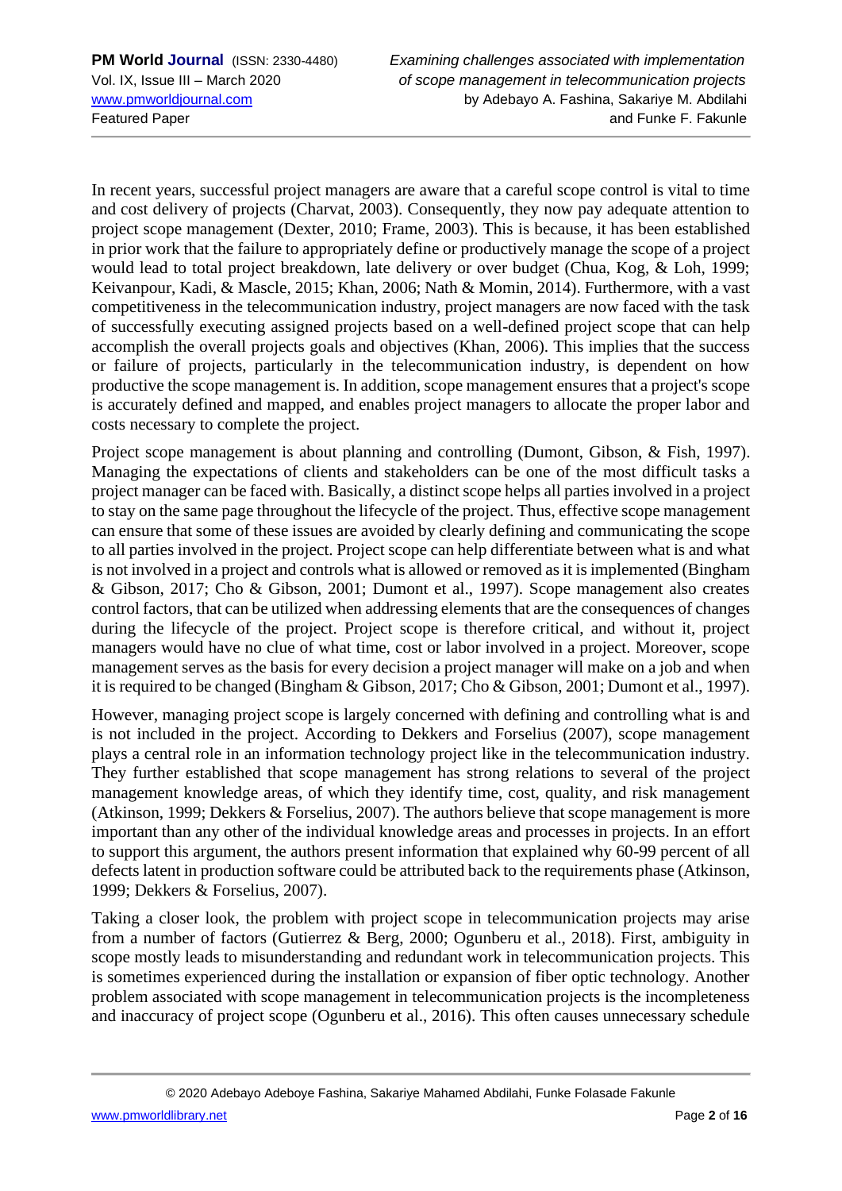In recent years, successful project managers are aware that a careful scope control is vital to time and cost delivery of projects (Charvat, 2003). Consequently, they now pay adequate attention to project scope management (Dexter, 2010; Frame, 2003). This is because, it has been established in prior work that the failure to appropriately define or productively manage the scope of a project would lead to total project breakdown, late delivery or over budget (Chua, Kog, & Loh, 1999; Keivanpour, Kadi, & Mascle, 2015; Khan, 2006; Nath & Momin, 2014). Furthermore, with a vast competitiveness in the telecommunication industry, project managers are now faced with the task of successfully executing assigned projects based on a well-defined project scope that can help accomplish the overall projects goals and objectives (Khan, 2006). This implies that the success or failure of projects, particularly in the telecommunication industry, is dependent on how productive the scope management is. In addition, scope management ensures that a project's scope is accurately defined and mapped, and enables project managers to allocate the proper labor and costs necessary to complete the project.

Project scope management is about planning and controlling (Dumont, Gibson, & Fish, 1997). Managing the expectations of clients and stakeholders can be one of the most difficult tasks a project manager can be faced with. Basically, a distinct scope helps all parties involved in a project to stay on the same page throughout the lifecycle of the project. Thus, effective scope management can ensure that some of these issues are avoided by clearly defining and communicating the scope to all parties involved in the project. Project scope can help differentiate between what is and what is not involved in a project and controls what is allowed or removed as it is implemented (Bingham & Gibson, 2017; Cho & Gibson, 2001; Dumont et al., 1997). Scope management also creates control factors, that can be utilized when addressing elements that are the consequences of changes during the lifecycle of the project. Project scope is therefore critical, and without it, project managers would have no clue of what time, cost or labor involved in a project. Moreover, scope management serves as the basis for every decision a project manager will make on a job and when it is required to be changed (Bingham & Gibson, 2017; Cho & Gibson, 2001; Dumont et al., 1997).

However, managing project scope is largely concerned with defining and controlling what is and is not included in the project. According to Dekkers and Forselius (2007), scope management plays a central role in an information technology project like in the telecommunication industry. They further established that scope management has strong relations to several of the project management knowledge areas, of which they identify time, cost, quality, and risk management (Atkinson, 1999; Dekkers & Forselius, 2007). The authors believe that scope management is more important than any other of the individual knowledge areas and processes in projects. In an effort to support this argument, the authors present information that explained why 60-99 percent of all defects latent in production software could be attributed back to the requirements phase (Atkinson, 1999; Dekkers & Forselius, 2007).

Taking a closer look, the problem with project scope in telecommunication projects may arise from a number of factors (Gutierrez & Berg, 2000; Ogunberu et al., 2018). First, ambiguity in scope mostly leads to misunderstanding and redundant work in telecommunication projects. This is sometimes experienced during the installation or expansion of fiber optic technology. Another problem associated with scope management in telecommunication projects is the incompleteness and inaccuracy of project scope (Ogunberu et al., 2016). This often causes unnecessary schedule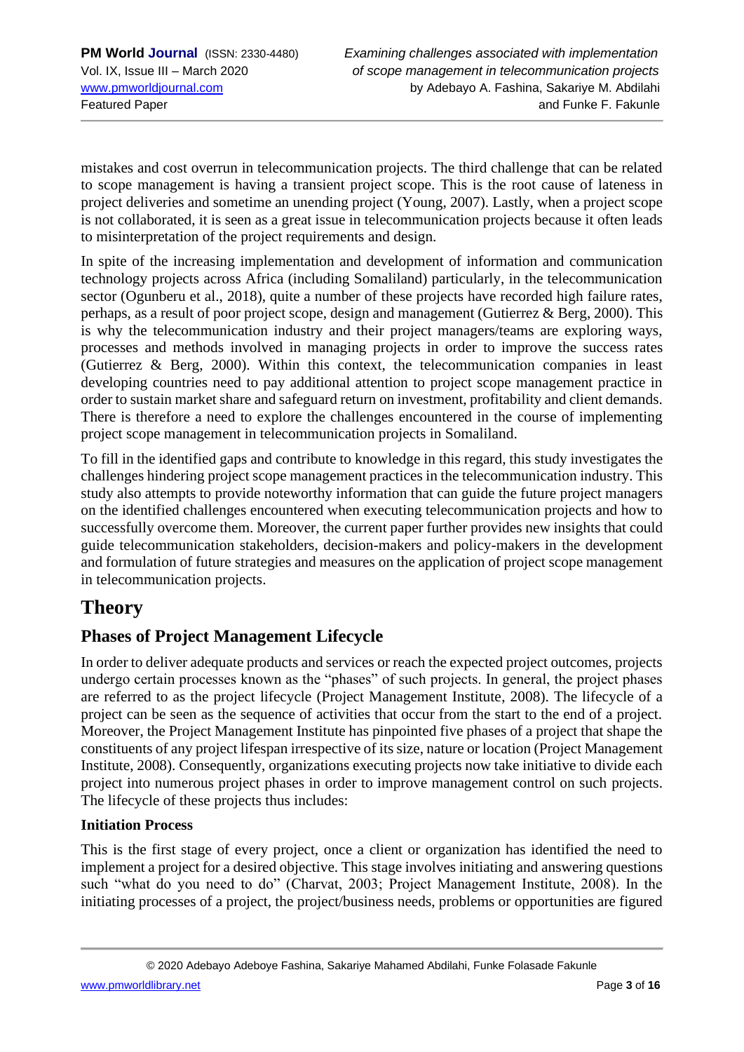mistakes and cost overrun in telecommunication projects. The third challenge that can be related to scope management is having a transient project scope. This is the root cause of lateness in project deliveries and sometime an unending project (Young, 2007). Lastly, when a project scope is not collaborated, it is seen as a great issue in telecommunication projects because it often leads to misinterpretation of the project requirements and design.

In spite of the increasing implementation and development of information and communication technology projects across Africa (including Somaliland) particularly, in the telecommunication sector (Ogunberu et al., 2018), quite a number of these projects have recorded high failure rates, perhaps, as a result of poor project scope, design and management (Gutierrez & Berg, 2000). This is why the telecommunication industry and their project managers/teams are exploring ways, processes and methods involved in managing projects in order to improve the success rates (Gutierrez & Berg, 2000). Within this context, the telecommunication companies in least developing countries need to pay additional attention to project scope management practice in order to sustain market share and safeguard return on investment, profitability and client demands. There is therefore a need to explore the challenges encountered in the course of implementing project scope management in telecommunication projects in Somaliland.

To fill in the identified gaps and contribute to knowledge in this regard, this study investigates the challenges hindering project scope management practices in the telecommunication industry. This study also attempts to provide noteworthy information that can guide the future project managers on the identified challenges encountered when executing telecommunication projects and how to successfully overcome them. Moreover, the current paper further provides new insights that could guide telecommunication stakeholders, decision-makers and policy-makers in the development and formulation of future strategies and measures on the application of project scope management in telecommunication projects.

# Theory

## Phases of Project Management Lifecycle

In order to deliver adequate products and services or reach the expected project outcomes, projects undergo certain processes known as the "phases" of such projects. In general, the project phases are referred to as the project lifecycle (Project Management Institute, 2008). The lifecycle of a project can be seen as the sequence of activities that occur from the start to the end of a project. Moreover, the Project Management Institute has pinpointed five phases of a project that shape the constituents of any project lifespan irrespective of its size, nature or location (Project Management Institute, 2008). Consequently, organizations executing projects now take initiative to divide each project into numerous project phases in order to improve management control on such projects. The lifecycle of these projects thus includes:

### Initiation Process

This is the first stage of every project, once a client or organization has identified the need to implement a project for a desired objective. This stage involves initiating and answering questions such "what do you need to do" (Charvat, 2003; Project Management Institute, 2008). In the initiating processes of a project, the project/business needs, problems or opportunities are figured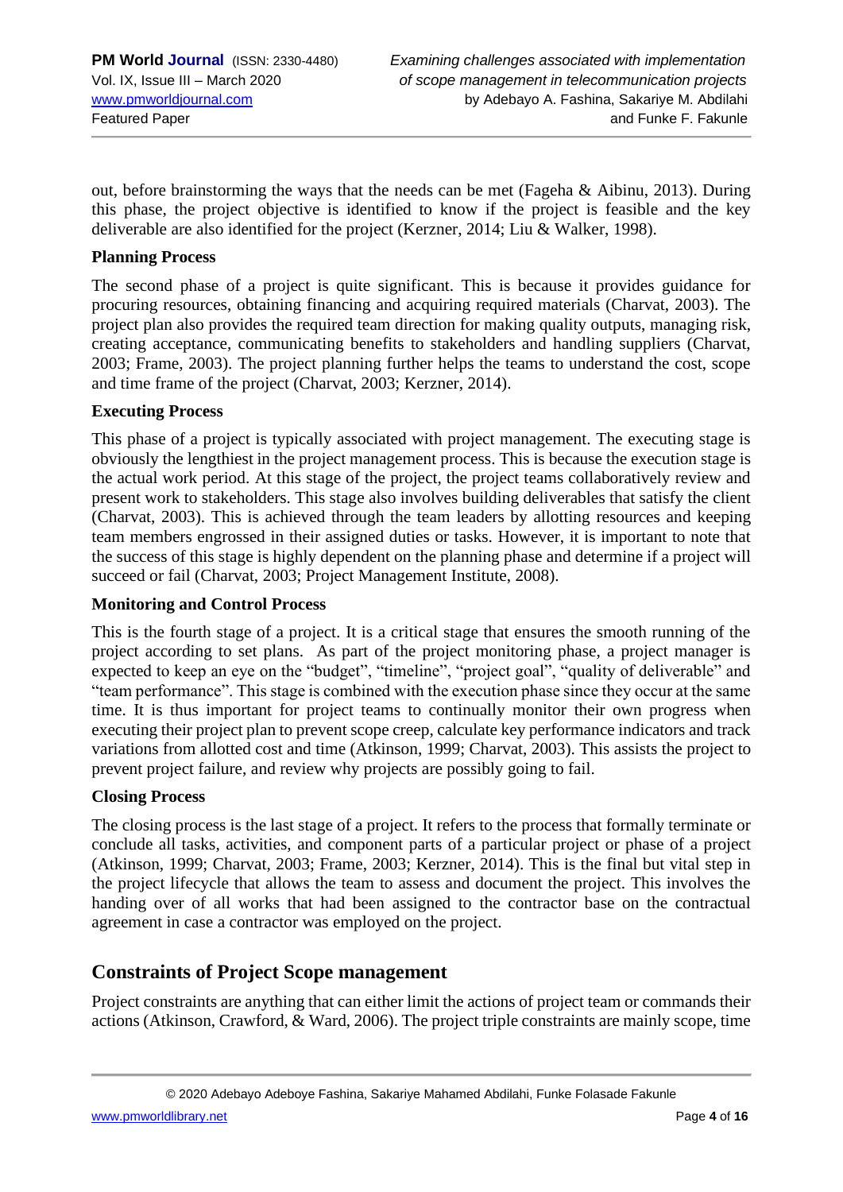out, before brainstorming the ways that the needs can be met (Fageha & Aibinu, 2013). During this phase, the project objective is identified to know if the project is feasible and the key deliverable are also identified for the project (Kerzner, 2014; Liu & Walker, 1998).

**Planning Process**

The second phase of a project is quite significant. This is because it provides guidance for procuring resources, obtaining financing and acquiring required materials (Charvat, 2003). The project plan also provides the required team direction for making quality outputs, managing risk, creating acceptance, communicating benefits to stakeholders and handling suppliers (Charvat, 2003; Frame, 2003). The project planning further helps the teams to understand the cost, scope and time frame of the project (Charvat, 2003; Kerzner, 2014).

**Executing Process**

This phase of a project is typically associated with project management. The executing stage is obviously the lengthiest in the project management process. This is because the execution stage is the actual work period. At this stage of the project, the project teams collaboratively review and present work to stakeholders. This stage also involves building deliverables that satisfy the client (Charvat, 2003). This is achieved through the team leaders by allotting resources and keeping team members engrossed in their assigned duties or tasks. However, it is important to note that the success of this stage is highly dependent on the planning phase and determine if a project will succeed or fail (Charvat, 2003; Project Management Institute, 2008).

**Monitoring and Control Process**

This is the fourth stage of a project. It is a critical stage that ensures the smooth running of the project according to set plans. As part of the project monitoring phase, a project manager is expected to keep an eye on the "budget", "timeline", "project goal", "quality of deliverable" and "team performance". This stage is combined with the execution phase since they occur at the same time. It is thus important for project teams to continually monitor their own progress when executing their project plan to prevent scope creep, calculate key performance indicators and track variations from allotted cost and time (Atkinson, 1999; Charvat, 2003). This assists the project to prevent project failure, and review why projects are possibly going to fail.

**Closing Process**

The closing process is the last stage of a project. It refers to the process that formally terminate or conclude all tasks, activities, and component parts of a particular project or phase of a project (Atkinson, 1999; Charvat, 2003; Frame, 2003; Kerzner, 2014). This is the final but vital step in the project lifecycle that allows the team to assess and document the project. This involves the handing over of all works that had been assigned to the contractor base on the contractual agreement in case a contractor was employed on the project.

## Constraints of Project Scope management

Project constraints are anything that can either limit the actions of project team or commands their actions (Atkinson, Crawford, & Ward, 2006). The project triple constraints are mainly scope, time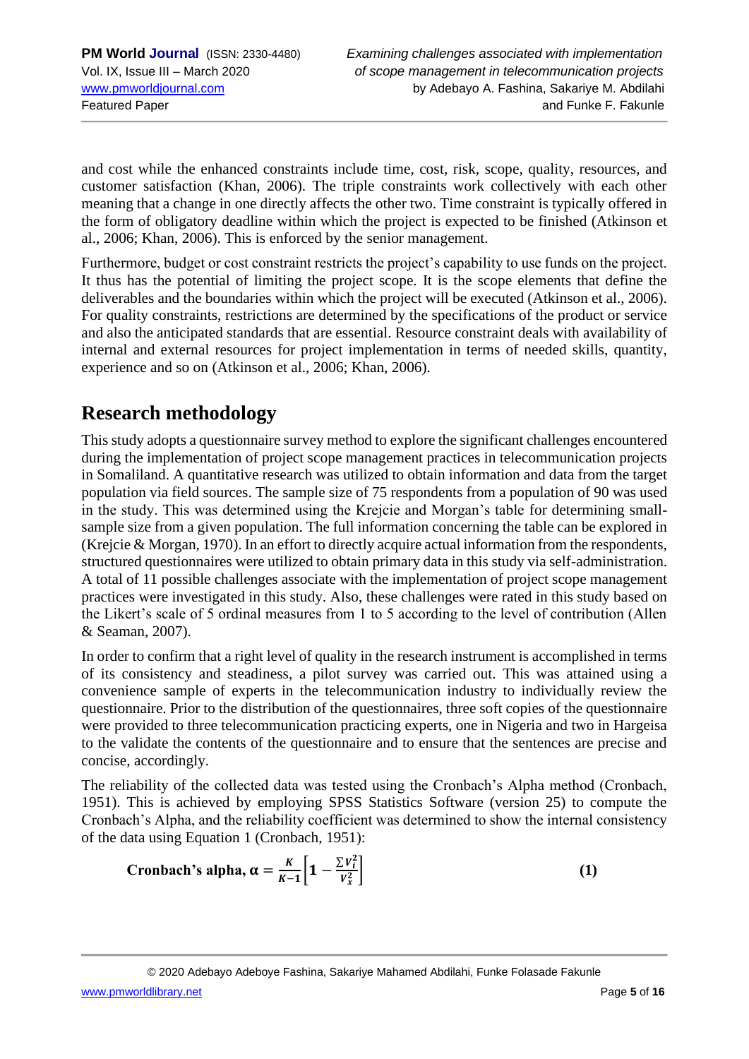and cost while the enhanced constraints include time, cost, risk, scope, quality, resources, and customer satisfaction (Khan, 2006). The triple constraints work collectively with each other meaning that a change in one directly affects the other two. Time constraint is typically offered in the form of obligatory deadline within which the project is expected to be finished (Atkinson et al., 2006; Khan, 2006). This is enforced by the senior management.

Furthermore, budget or cost constraint restricts the project's capability to use funds on the project. It thus has the potential of limiting the project scope. It is the scope elements that define the deliverables and the boundaries within which the project will be executed (Atkinson et al., 2006). For quality constraints, restrictions are determined by the specifications of the product or service and also the anticipated standards that are essential. Resource constraint deals with availability of internal and external resources for project implementation in terms of needed skills, quantity, experience and so on (Atkinson et al., 2006; Khan, 2006).

## Research methodology

This study adopts a questionnaire survey method to explore the significant challenges encountered during the implementation of project scope management practices in telecommunication projects in Somaliland. A quantitative research was utilized to obtain information and data from the target population via field sources. The sample size of 75 respondents from a population of 90 was used in the study. This was determined using the Krejcie and Morgan's table for determining small-sample size from a given population. The full information concerning the table can be explored in (Krejcie & Morgan, 1970). In an effort to directly acquire actual information from the respondents, structured questionnaires were utilized to obtain primary data in this study via self-administration. A total of 11 possible challenges associate with the implementation of project scope management practices were investigated in this study. Also, these challenges were rated in this study based on the Likert's scale of 5 ordinal measures from 1 to 5 according to the level of contribution (Allen & Seaman, 2007).

In order to confirm that a right level of quality in the research instrument is accomplished in terms of its consistency and steadiness, a pilot survey was carried out. This was attained using a convenience sample of experts in the telecommunication industry to individually review the questionnaire. Prior to the distribution of the questionnaires, three soft copies of the questionnaire were provided to three telecommunication practicing experts, one in Nigeria and two in Hargeisa to the validate the contents of the questionnaire and to ensure that the sentences are precise and concise, accordingly.

The reliability of the collected data was tested using the Cronbach's Alpha method (Cronbach, 1951). This is achieved by employing SPSS Statistics Software (version 25) to compute the Cronbach's Alpha, and the reliability coefficient was determined to show the internal consistency of the data using Equation 1 (Cronbach, 1951):

$$\textbf{Cronbach's alpha, } \alpha = \frac{K}{K-1}\left[1 - \frac{\sum V_i^2}{V_x^2}\right] \qquad \textbf{(1)}$$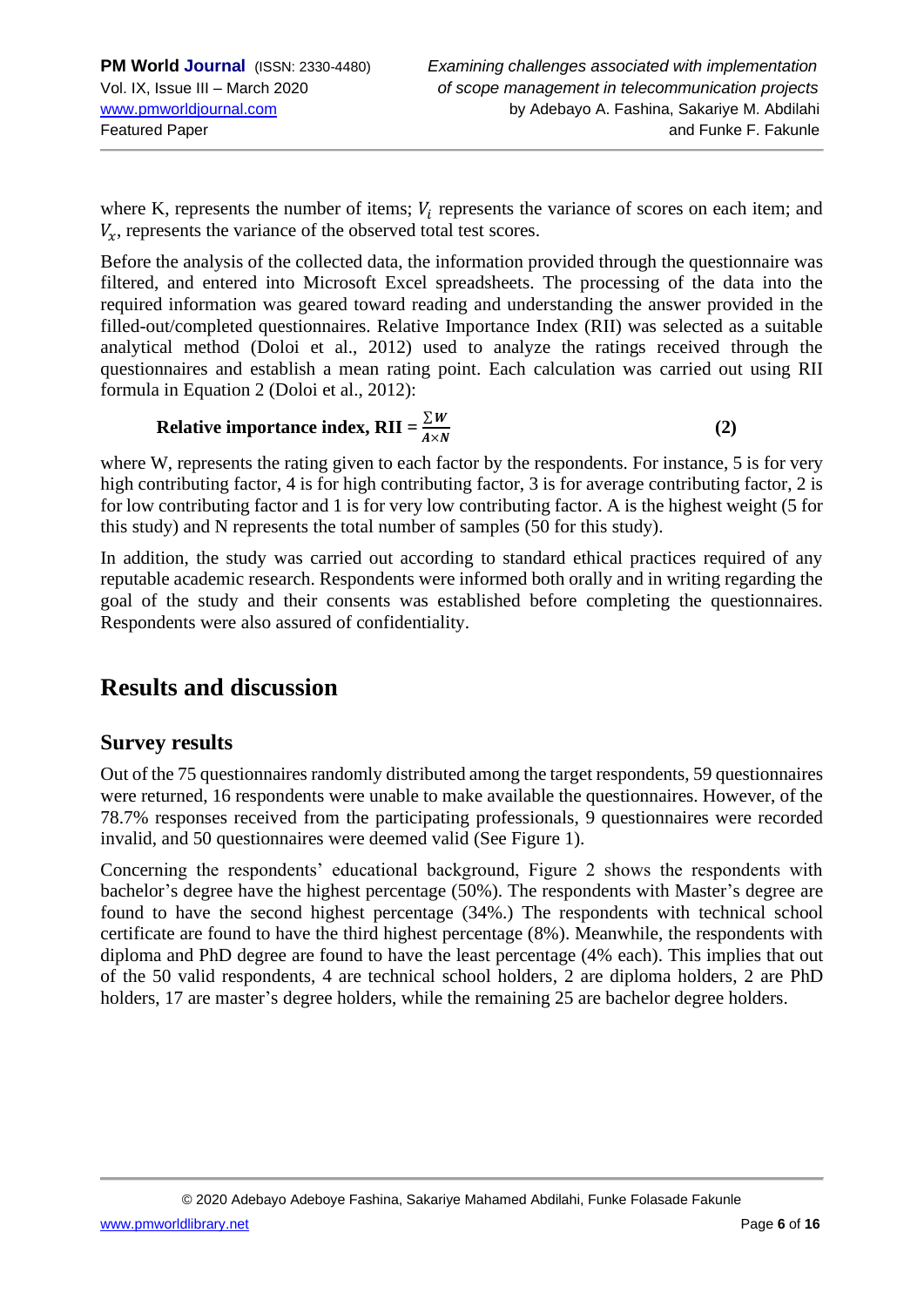where K, represents the number of items; $V_i$ represents the variance of scores on each item; and $V_x$, represents the variance of the observed total test scores.

Before the analysis of the collected data, the information provided through the questionnaire was filtered, and entered into Microsoft Excel spreadsheets. The processing of the data into the required information was geared toward reading and understanding the answer provided in the filled-out/completed questionnaires. Relative Importance Index (RII) was selected as a suitable analytical method (Doloi et al., 2012) used to analyze the ratings received through the questionnaires and establish a mean rating point. Each calculation was carried out using RII formula in Equation 2 (Doloi et al., 2012):

$$\textbf{Relative importance index, RII} = \frac{\sum W}{A \times N} \qquad \textbf{(2)}$$

where W, represents the rating given to each factor by the respondents. For instance, 5 is for very high contributing factor, 4 is for high contributing factor, 3 is for average contributing factor, 2 is for low contributing factor and 1 is for very low contributing factor. A is the highest weight (5 for this study) and N represents the total number of samples (50 for this study).

In addition, the study was carried out according to standard ethical practices required of any reputable academic research. Respondents were informed both orally and in writing regarding the goal of the study and their consents was established before completing the questionnaires. Respondents were also assured of confidentiality.

## Results and discussion

### Survey results

Out of the 75 questionnaires randomly distributed among the target respondents, 59 questionnaires were returned, 16 respondents were unable to make available the questionnaires. However, of the 78.7% responses received from the participating professionals, 9 questionnaires were recorded invalid, and 50 questionnaires were deemed valid (See Figure 1).

Concerning the respondents' educational background, Figure 2 shows the respondents with bachelor's degree have the highest percentage (50%). The respondents with Master's degree are found to have the second highest percentage (34%.) The respondents with technical school certificate are found to have the third highest percentage (8%). Meanwhile, the respondents with diploma and PhD degree are found to have the least percentage (4% each). This implies that out of the 50 valid respondents, 4 are technical school holders, 2 are diploma holders, 2 are PhD holders, 17 are master's degree holders, while the remaining 25 are bachelor degree holders.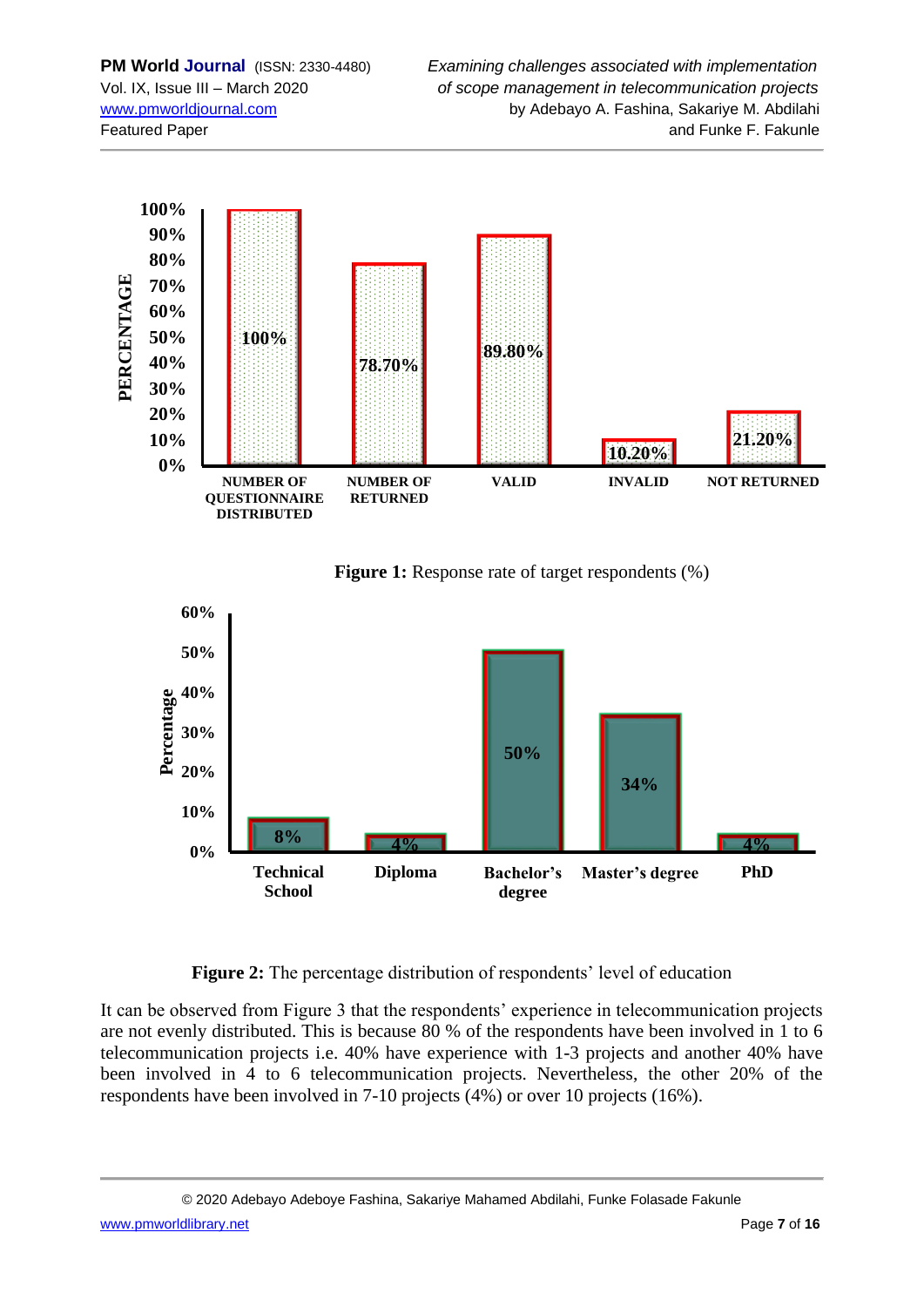**Figure 1:** Response rate of target respondents (%)

**Figure 2:** The percentage distribution of respondents' level of education

It can be observed from Figure 3 that the respondents' experience in telecommunication projects are not evenly distributed. This is because 80 % of the respondents have been involved in 1 to 6 telecommunication projects i.e. 40% have experience with 1-3 projects and another 40% have been involved in 4 to 6 telecommunication projects. Nevertheless, the other 20% of the respondents have been involved in 7-10 projects (4%) or over 10 projects (16%).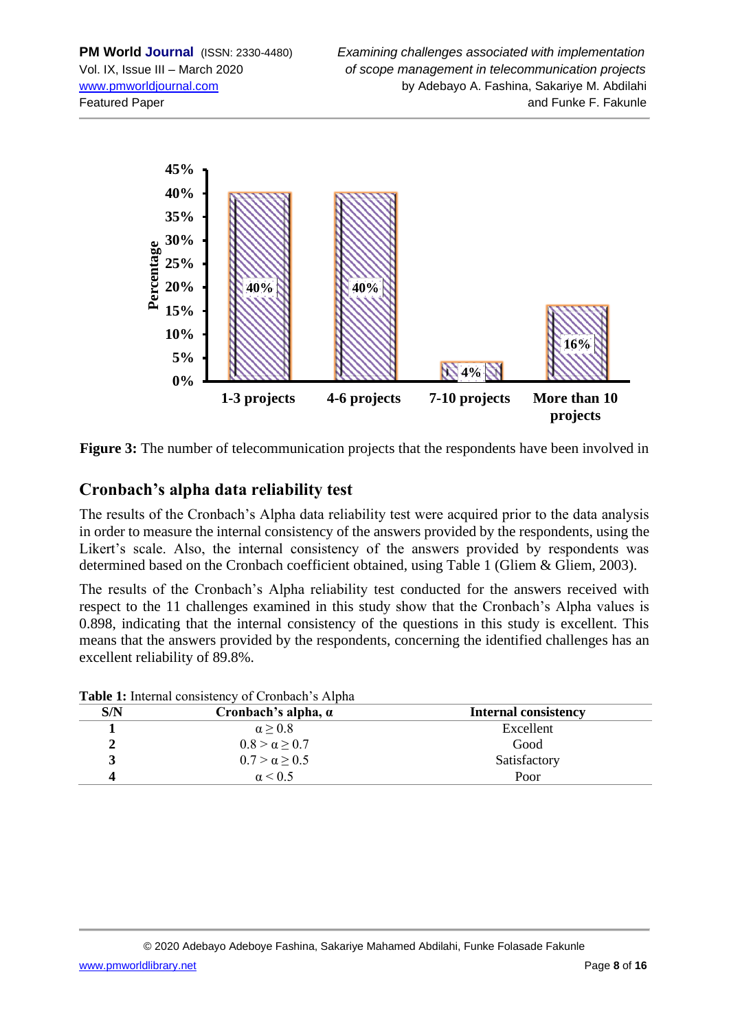**Figure 3:** The number of telecommunication projects that the respondents have been involved in

## Cronbach's alpha data reliability test

The results of the Cronbach's Alpha data reliability test were acquired prior to the data analysis in order to measure the internal consistency of the answers provided by the respondents, using the Likert's scale. Also, the internal consistency of the answers provided by respondents was determined based on the Cronbach coefficient obtained, using Table 1 (Gliem & Gliem, 2003).

The results of the Cronbach's Alpha reliability test conducted for the answers received with respect to the 11 challenges examined in this study show that the Cronbach's Alpha values is 0.898, indicating that the internal consistency of the questions in this study is excellent. This means that the answers provided by the respondents, concerning the identified challenges has an excellent reliability of 89.8%.

**Table 1:** Internal consistency of Cronbach's Alpha

| S/N | Cronbach's alpha, α | Internal consistency |
|---|---|---|
| **1** | $\alpha \geq 0.8$ | Excellent |
| **2** | $0.8 > \alpha \geq 0.7$ | Good |
| **3** | $0.7 > \alpha \geq 0.5$ | Satisfactory |
| **4** | $\alpha < 0.5$ | Poor |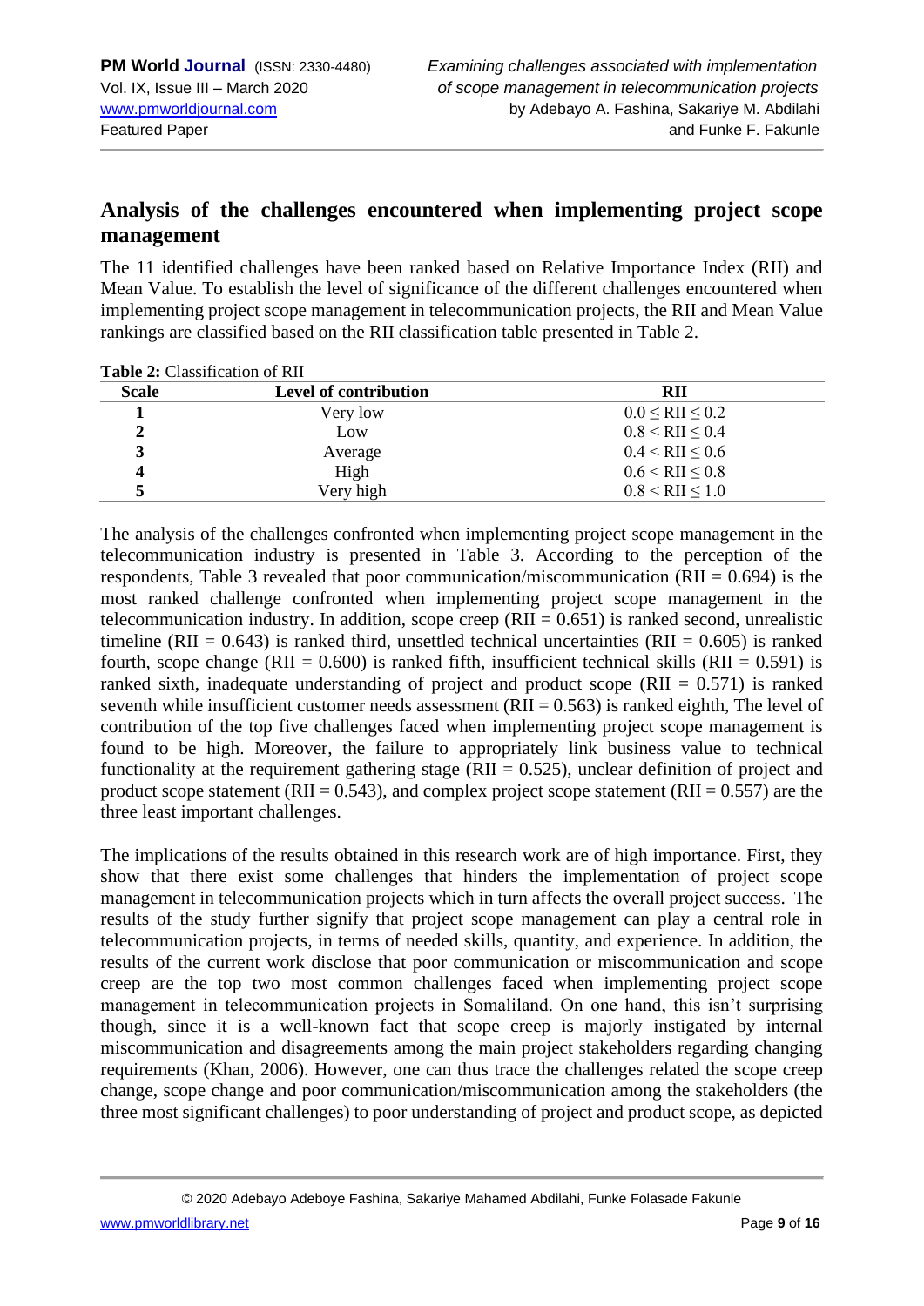## Analysis of the challenges encountered when implementing project scope management

The 11 identified challenges have been ranked based on Relative Importance Index (RII) and Mean Value. To establish the level of significance of the different challenges encountered when implementing project scope management in telecommunication projects, the RII and Mean Value rankings are classified based on the RII classification table presented in Table 2.

**Table 2:** Classification of RII

| Scale | Level of contribution | RII |
|---|---|---|
| 1 | Very low | $0.0 \leq \text{RII} \leq 0.2$ |
| 2 | Low | $0.8 < \text{RII} \leq 0.4$ |
| 3 | Average | $0.4 < \text{RII} \leq 0.6$ |
| 4 | High | $0.6 < \text{RII} \leq 0.8$ |
| 5 | Very high | $0.8 < \text{RII} \leq 1.0$ |

The analysis of the challenges confronted when implementing project scope management in the telecommunication industry is presented in Table 3. According to the perception of the respondents, Table 3 revealed that poor communication/miscommunication (RII = 0.694) is the most ranked challenge confronted when implementing project scope management in the telecommunication industry. In addition, scope creep (RII = 0.651) is ranked second, unrealistic timeline (RII = 0.643) is ranked third, unsettled technical uncertainties (RII = 0.605) is ranked fourth, scope change (RII = 0.600) is ranked fifth, insufficient technical skills (RII = 0.591) is ranked sixth, inadequate understanding of project and product scope (RII = 0.571) is ranked seventh while insufficient customer needs assessment (RII = 0.563) is ranked eighth, The level of contribution of the top five challenges faced when implementing project scope management is found to be high. Moreover, the failure to appropriately link business value to technical functionality at the requirement gathering stage (RII = 0.525), unclear definition of project and product scope statement (RII = 0.543), and complex project scope statement (RII = 0.557) are the three least important challenges.

The implications of the results obtained in this research work are of high importance. First, they show that there exist some challenges that hinders the implementation of project scope management in telecommunication projects which in turn affects the overall project success. The results of the study further signify that project scope management can play a central role in telecommunication projects, in terms of needed skills, quantity, and experience. In addition, the results of the current work disclose that poor communication or miscommunication and scope creep are the top two most common challenges faced when implementing project scope management in telecommunication projects in Somaliland. On one hand, this isn't surprising though, since it is a well-known fact that scope creep is majorly instigated by internal miscommunication and disagreements among the main project stakeholders regarding changing requirements (Khan, 2006). However, one can thus trace the challenges related the scope creep change, scope change and poor communication/miscommunication among the stakeholders (the three most significant challenges) to poor understanding of project and product scope, as depicted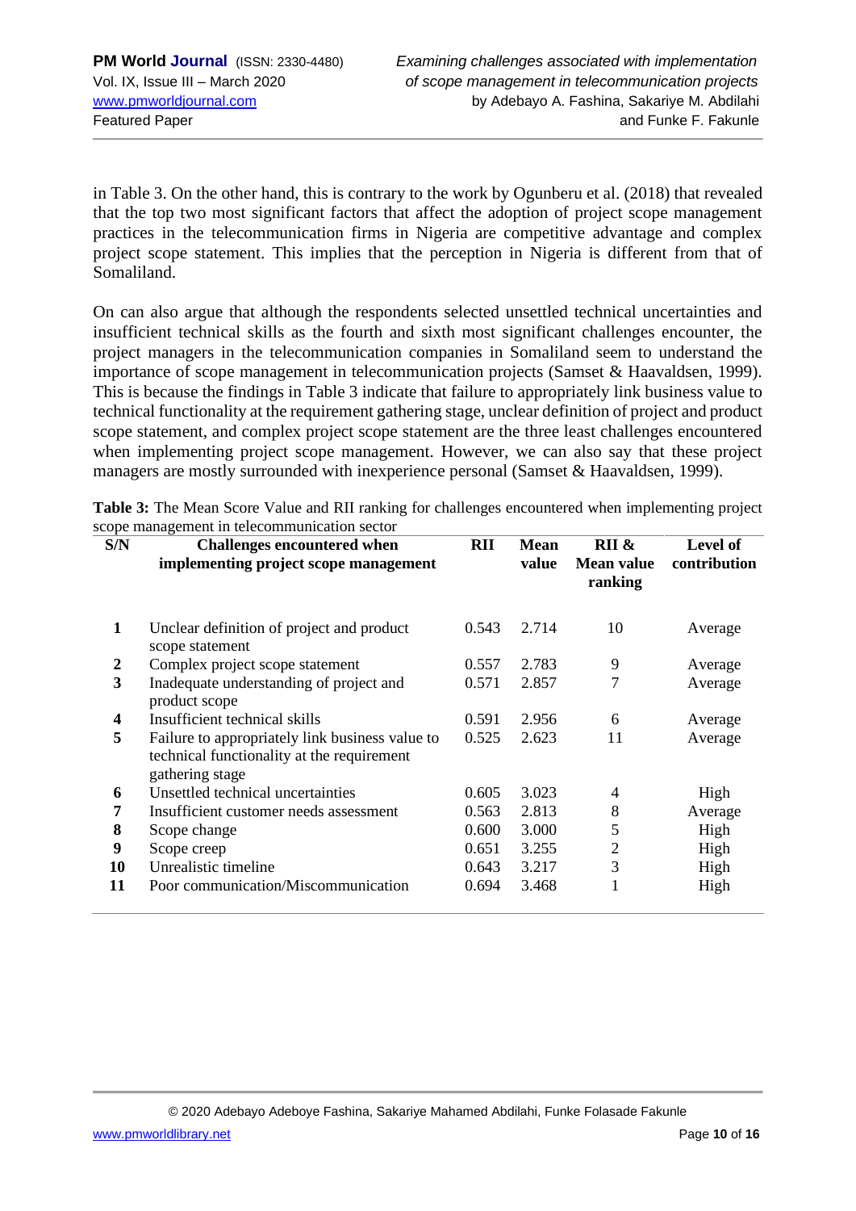in Table 3. On the other hand, this is contrary to the work by Ogunberu et al. (2018) that revealed that the top two most significant factors that affect the adoption of project scope management practices in the telecommunication firms in Nigeria are competitive advantage and complex project scope statement. This implies that the perception in Nigeria is different from that of Somaliland.

On can also argue that although the respondents selected unsettled technical uncertainties and insufficient technical skills as the fourth and sixth most significant challenges encounter, the project managers in the telecommunication companies in Somaliland seem to understand the importance of scope management in telecommunication projects (Samset & Haavaldsen, 1999). This is because the findings in Table 3 indicate that failure to appropriately link business value to technical functionality at the requirement gathering stage, unclear definition of project and product scope statement, and complex project scope statement are the three least challenges encountered when implementing project scope management. However, we can also say that these project managers are mostly surrounded with inexperience personal (Samset & Haavaldsen, 1999).

**Table 3:** The Mean Score Value and RII ranking for challenges encountered when implementing project scope management in telecommunication sector

| S/N | Challenges encountered when implementing project scope management | RII | Mean value | RII & Mean value ranking | Level of contribution |
|---|---|---|---|---|---|
| **1** | Unclear definition of project and product scope statement | 0.543 | 2.714 | 10 | Average |
| **2** | Complex project scope statement | 0.557 | 2.783 | 9 | Average |
| **3** | Inadequate understanding of project and product scope | 0.571 | 2.857 | 7 | Average |
| **4** | Insufficient technical skills | 0.591 | 2.956 | 6 | Average |
| **5** | Failure to appropriately link business value to technical functionality at the requirement gathering stage | 0.525 | 2.623 | 11 | Average |
| **6** | Unsettled technical uncertainties | 0.605 | 3.023 | 4 | High |
| **7** | Insufficient customer needs assessment | 0.563 | 2.813 | 8 | Average |
| **8** | Scope change | 0.600 | 3.000 | 5 | High |
| **9** | Scope creep | 0.651 | 3.255 | 2 | High |
| **10** | Unrealistic timeline | 0.643 | 3.217 | 3 | High |
| **11** | Poor communication/Miscommunication | 0.694 | 3.468 | 1 | High |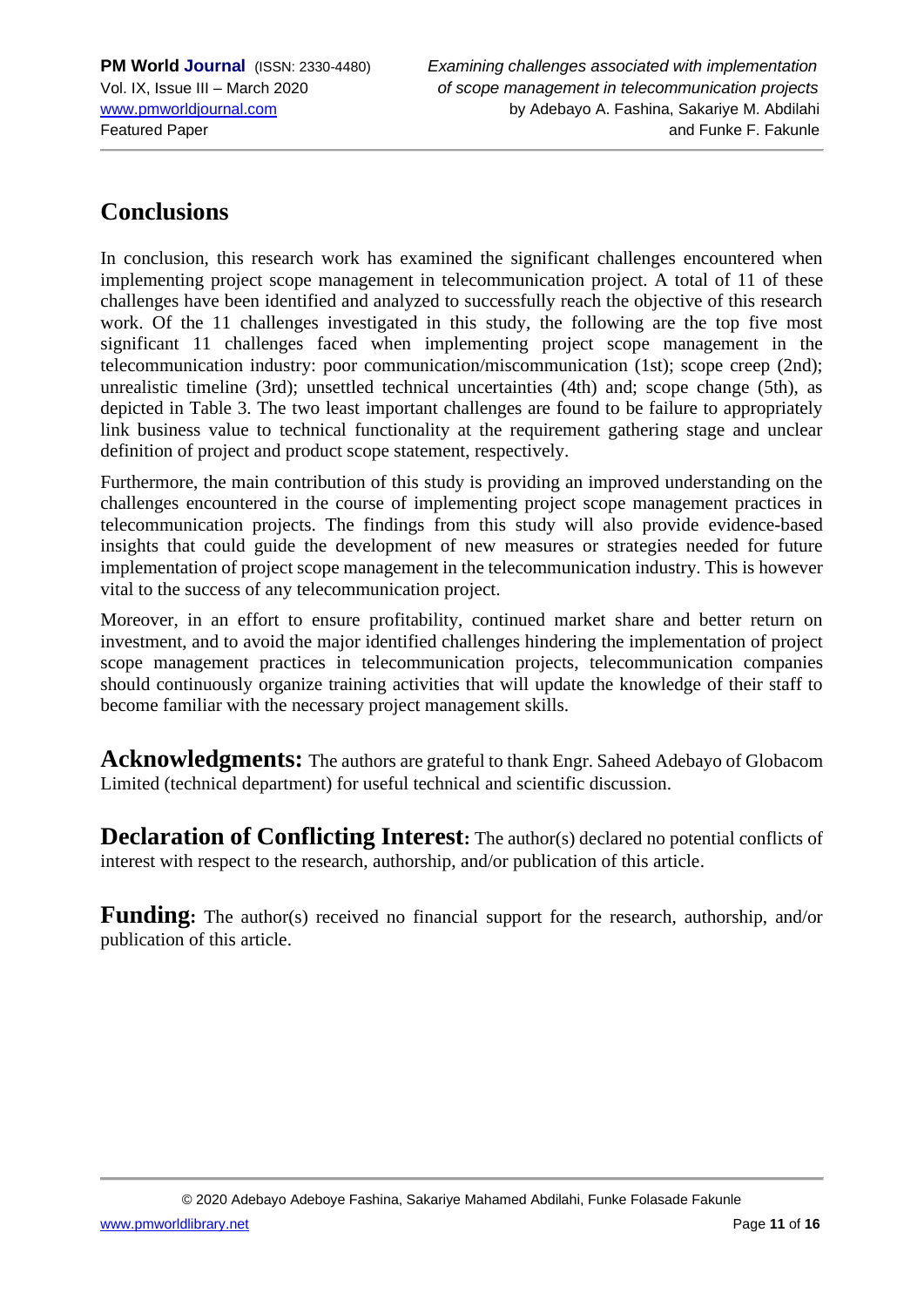## Conclusions

In conclusion, this research work has examined the significant challenges encountered when implementing project scope management in telecommunication project. A total of 11 of these challenges have been identified and analyzed to successfully reach the objective of this research work. Of the 11 challenges investigated in this study, the following are the top five most significant 11 challenges faced when implementing project scope management in the telecommunication industry: poor communication/miscommunication (1st); scope creep (2nd); unrealistic timeline (3rd); unsettled technical uncertainties (4th) and; scope change (5th), as depicted in Table 3. The two least important challenges are found to be failure to appropriately link business value to technical functionality at the requirement gathering stage and unclear definition of project and product scope statement, respectively.

Furthermore, the main contribution of this study is providing an improved understanding on the challenges encountered in the course of implementing project scope management practices in telecommunication projects. The findings from this study will also provide evidence-based insights that could guide the development of new measures or strategies needed for future implementation of project scope management in the telecommunication industry. This is however vital to the success of any telecommunication project.

Moreover, in an effort to ensure profitability, continued market share and better return on investment, and to avoid the major identified challenges hindering the implementation of project scope management practices in telecommunication projects, telecommunication companies should continuously organize training activities that will update the knowledge of their staff to become familiar with the necessary project management skills.

**Acknowledgments:** The authors are grateful to thank Engr. Saheed Adebayo of Globacom Limited (technical department) for useful technical and scientific discussion.

**Declaration of Conflicting Interest:** The author(s) declared no potential conflicts of interest with respect to the research, authorship, and/or publication of this article.

**Funding:** The author(s) received no financial support for the research, authorship, and/or publication of this article.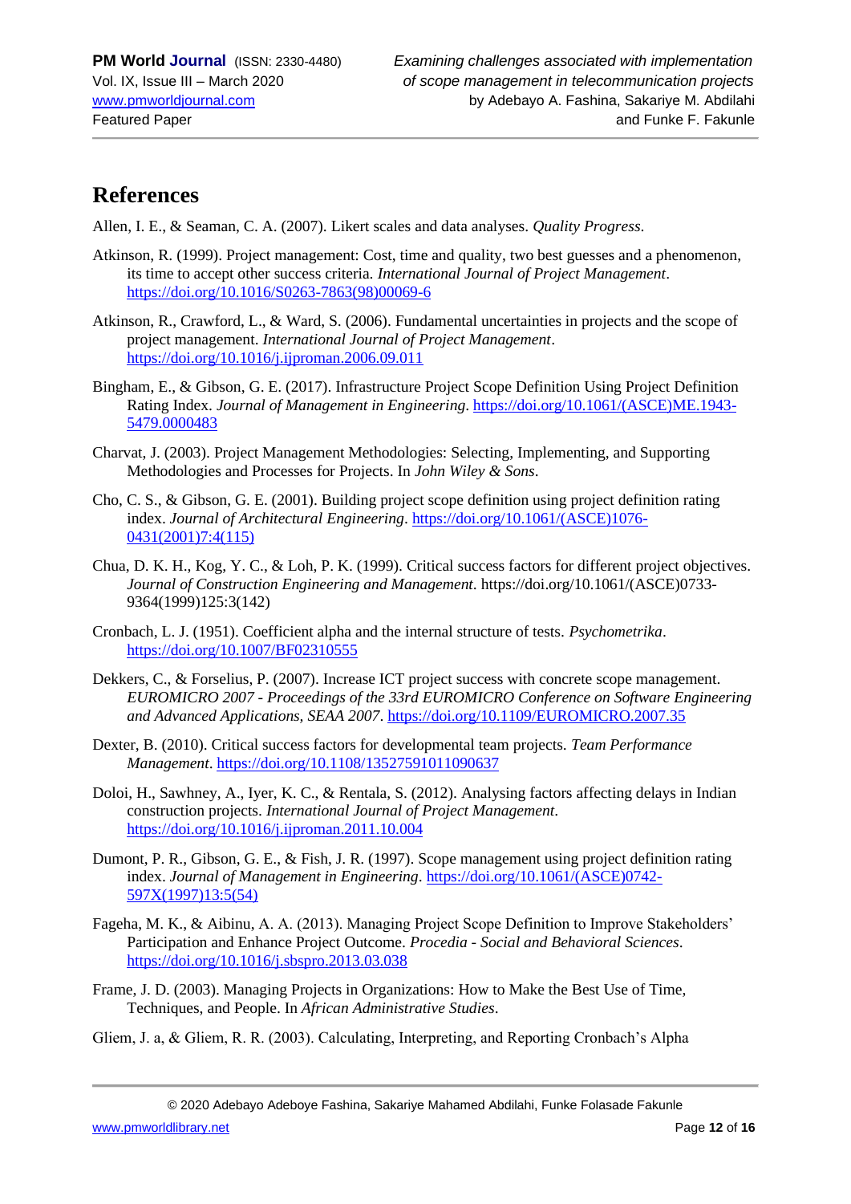## References

Allen, I. E., & Seaman, C. A. (2007). Likert scales and data analyses. *Quality Progress*.

Atkinson, R. (1999). Project management: Cost, time and quality, two best guesses and a phenomenon, its time to accept other success criteria. *International Journal of Project Management*. https://doi.org/10.1016/S0263-7863(98)00069-6

Atkinson, R., Crawford, L., & Ward, S. (2006). Fundamental uncertainties in projects and the scope of project management. *International Journal of Project Management*. https://doi.org/10.1016/j.ijproman.2006.09.011

Bingham, E., & Gibson, G. E. (2017). Infrastructure Project Scope Definition Using Project Definition Rating Index. *Journal of Management in Engineering*. https://doi.org/10.1061/(ASCE)ME.1943-5479.0000483

Charvat, J. (2003). Project Management Methodologies: Selecting, Implementing, and Supporting Methodologies and Processes for Projects. In *John Wiley & Sons*.

Cho, C. S., & Gibson, G. E. (2001). Building project scope definition using project definition rating index. *Journal of Architectural Engineering*. https://doi.org/10.1061/(ASCE)1076-0431(2001)7:4(115)

Chua, D. K. H., Kog, Y. C., & Loh, P. K. (1999). Critical success factors for different project objectives. *Journal of Construction Engineering and Management*. https://doi.org/10.1061/(ASCE)0733-9364(1999)125:3(142)

Cronbach, L. J. (1951). Coefficient alpha and the internal structure of tests. *Psychometrika*. https://doi.org/10.1007/BF02310555

Dekkers, C., & Forselius, P. (2007). Increase ICT project success with concrete scope management. *EUROMICRO 2007 - Proceedings of the 33rd EUROMICRO Conference on Software Engineering and Advanced Applications, SEAA 2007*. https://doi.org/10.1109/EUROMICRO.2007.35

Dexter, B. (2010). Critical success factors for developmental team projects. *Team Performance Management*. https://doi.org/10.1108/13527591011090637

Doloi, H., Sawhney, A., Iyer, K. C., & Rentala, S. (2012). Analysing factors affecting delays in Indian construction projects. *International Journal of Project Management*. https://doi.org/10.1016/j.ijproman.2011.10.004

Dumont, P. R., Gibson, G. E., & Fish, J. R. (1997). Scope management using project definition rating index. *Journal of Management in Engineering*. https://doi.org/10.1061/(ASCE)0742-597X(1997)13:5(54)

Fageha, M. K., & Aibinu, A. A. (2013). Managing Project Scope Definition to Improve Stakeholders' Participation and Enhance Project Outcome. *Procedia - Social and Behavioral Sciences*. https://doi.org/10.1016/j.sbspro.2013.03.038

Frame, J. D. (2003). Managing Projects in Organizations: How to Make the Best Use of Time, Techniques, and People. In *African Administrative Studies*.

Gliem, J. a, & Gliem, R. R. (2003). Calculating, Interpreting, and Reporting Cronbach's Alpha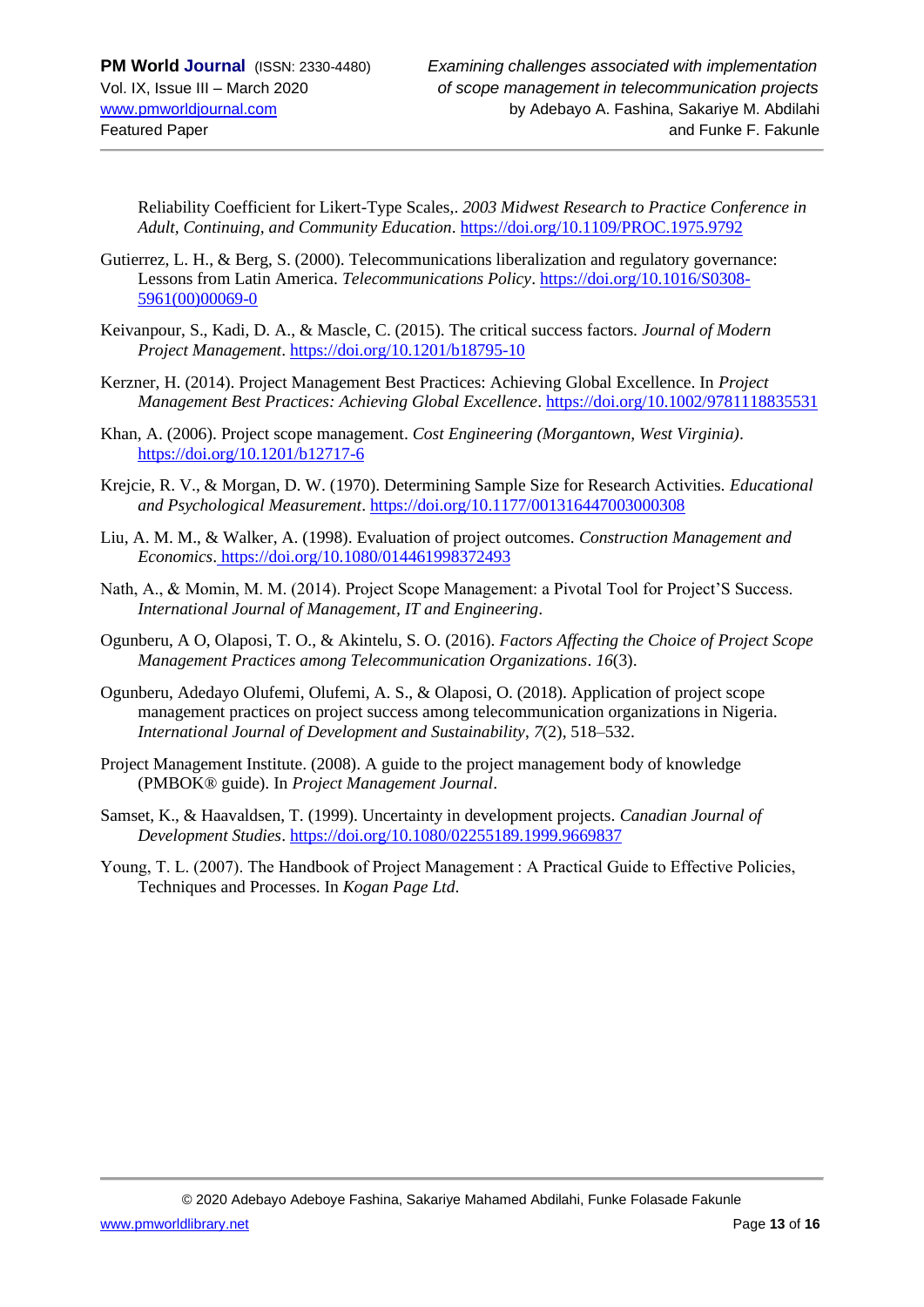Reliability Coefficient for Likert-Type Scales,. *2003 Midwest Research to Practice Conference in Adult, Continuing, and Community Education*. https://doi.org/10.1109/PROC.1975.9792

Gutierrez, L. H., & Berg, S. (2000). Telecommunications liberalization and regulatory governance: Lessons from Latin America. *Telecommunications Policy*. https://doi.org/10.1016/S0308-5961(00)00069-0

Keivanpour, S., Kadi, D. A., & Mascle, C. (2015). The critical success factors. *Journal of Modern Project Management*. https://doi.org/10.1201/b18795-10

Kerzner, H. (2014). Project Management Best Practices: Achieving Global Excellence. In *Project Management Best Practices: Achieving Global Excellence*. https://doi.org/10.1002/9781118835531

Khan, A. (2006). Project scope management. *Cost Engineering (Morgantown, West Virginia)*. https://doi.org/10.1201/b12717-6

Krejcie, R. V., & Morgan, D. W. (1970). Determining Sample Size for Research Activities. *Educational and Psychological Measurement*. https://doi.org/10.1177/001316447003000308

Liu, A. M. M., & Walker, A. (1998). Evaluation of project outcomes. *Construction Management and Economics*. https://doi.org/10.1080/014461998372493

Nath, A., & Momin, M. M. (2014). Project Scope Management: a Pivotal Tool for Project'S Success. *International Journal of Management, IT and Engineering*.

Ogunberu, A O, Olaposi, T. O., & Akintelu, S. O. (2016). *Factors Affecting the Choice of Project Scope Management Practices among Telecommunication Organizations*. *16*(3).

Ogunberu, Adedayo Olufemi, Olufemi, A. S., & Olaposi, O. (2018). Application of project scope management practices on project success among telecommunication organizations in Nigeria. *International Journal of Development and Sustainability*, *7*(2), 518–532.

Project Management Institute. (2008). A guide to the project management body of knowledge (PMBOK® guide). In *Project Management Journal*.

Samset, K., & Haavaldsen, T. (1999). Uncertainty in development projects. *Canadian Journal of Development Studies*. https://doi.org/10.1080/02255189.1999.9669837

Young, T. L. (2007). The Handbook of Project Management : A Practical Guide to Effective Policies, Techniques and Processes. In *Kogan Page Ltd*.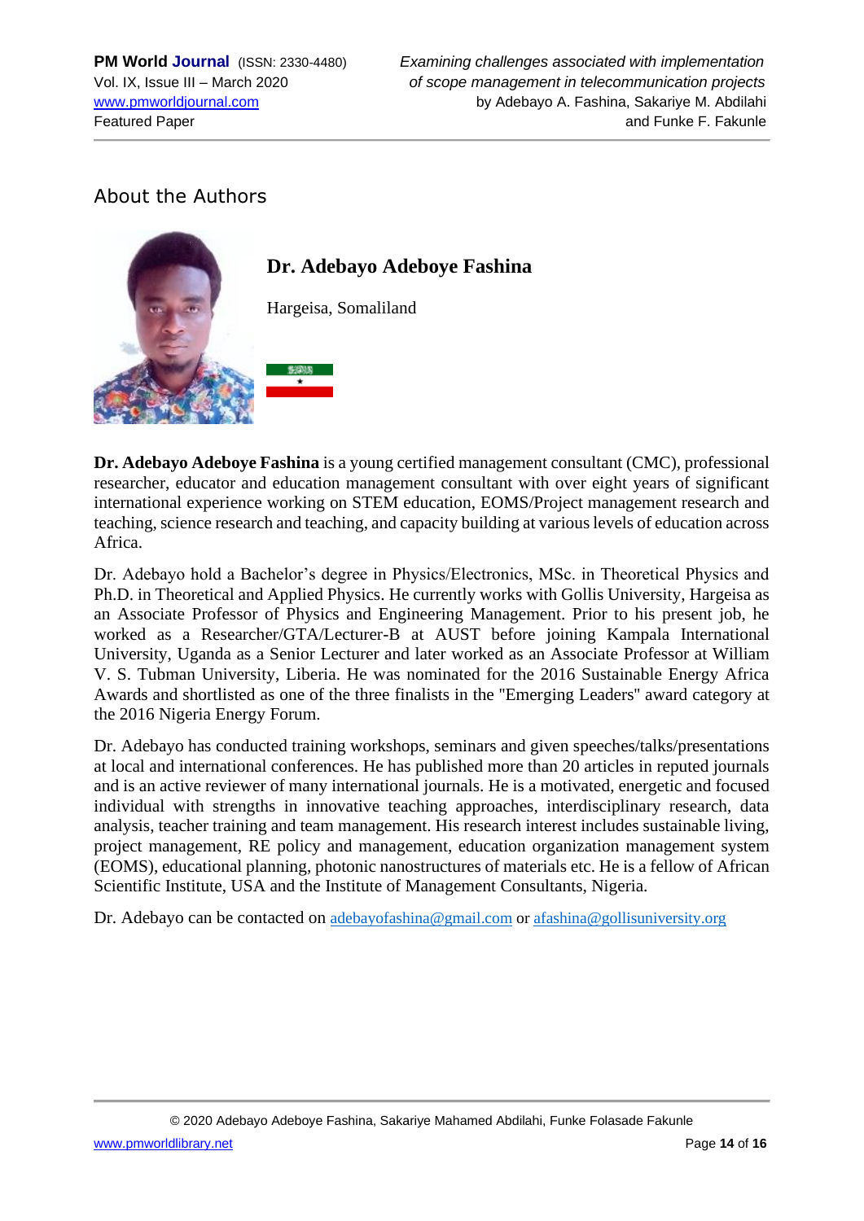## About the Authors

### Dr. Adebayo Adeboye Fashina

Hargeisa, Somaliland

**Dr. Adebayo Adeboye Fashina** is a young certified management consultant (CMC), professional researcher, educator and education management consultant with over eight years of significant international experience working on STEM education, EOMS/Project management research and teaching, science research and teaching, and capacity building at various levels of education across Africa.

Dr. Adebayo hold a Bachelor's degree in Physics/Electronics, MSc. in Theoretical Physics and Ph.D. in Theoretical and Applied Physics. He currently works with Gollis University, Hargeisa as an Associate Professor of Physics and Engineering Management. Prior to his present job, he worked as a Researcher/GTA/Lecturer-B at AUST before joining Kampala International University, Uganda as a Senior Lecturer and later worked as an Associate Professor at William V. S. Tubman University, Liberia. He was nominated for the 2016 Sustainable Energy Africa Awards and shortlisted as one of the three finalists in the "Emerging Leaders" award category at the 2016 Nigeria Energy Forum.

Dr. Adebayo has conducted training workshops, seminars and given speeches/talks/presentations at local and international conferences. He has published more than 20 articles in reputed journals and is an active reviewer of many international journals. He is a motivated, energetic and focused individual with strengths in innovative teaching approaches, interdisciplinary research, data analysis, teacher training and team management. His research interest includes sustainable living, project management, RE policy and management, education organization management system (EOMS), educational planning, photonic nanostructures of materials etc. He is a fellow of African Scientific Institute, USA and the Institute of Management Consultants, Nigeria.

Dr. Adebayo can be contacted on adebayofashina@gmail.com or afashina@gollisuniversity.org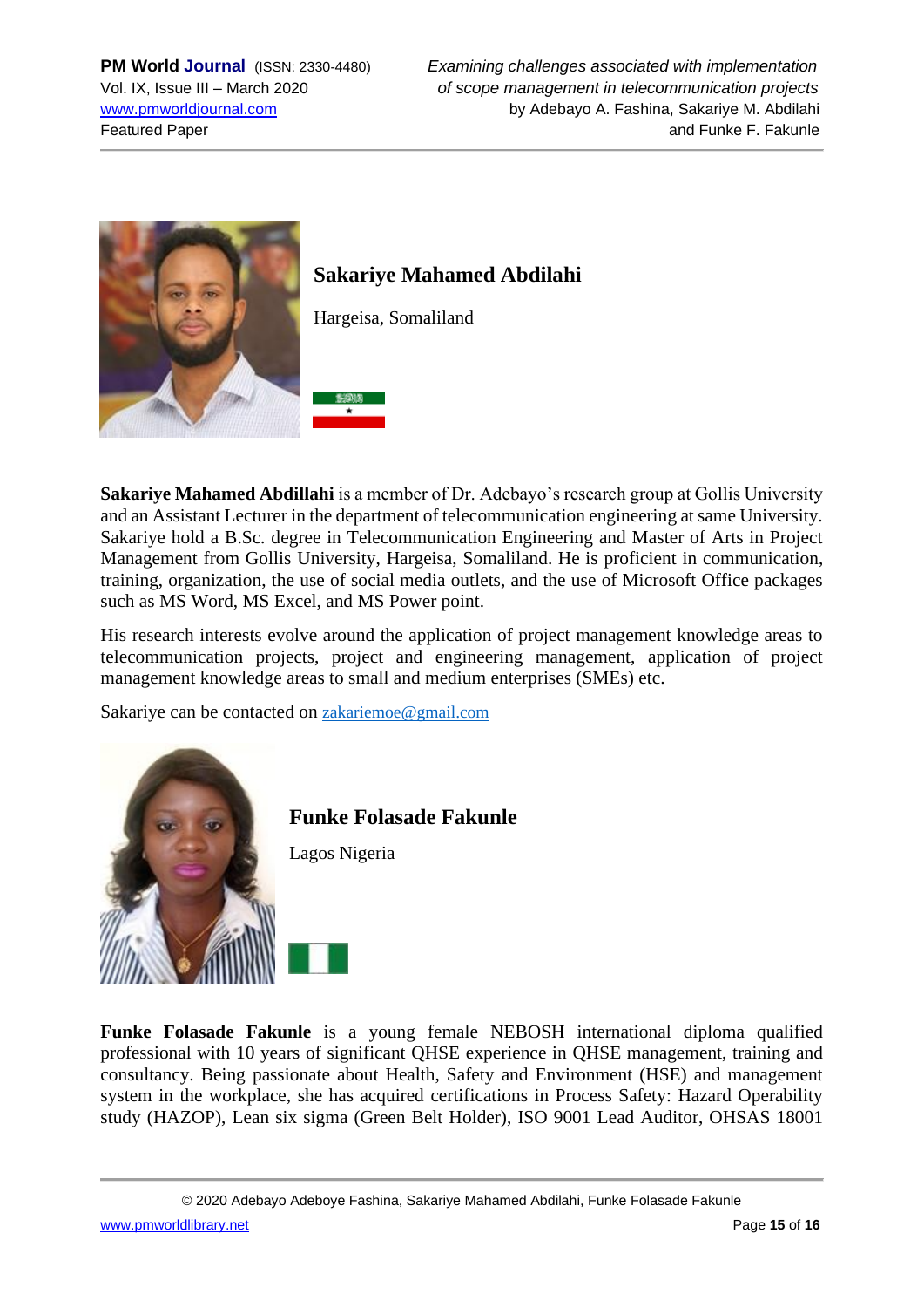## Sakariye Mahamed Abdilahi

Hargeisa, Somaliland

**Sakariye Mahamed Abdillahi** is a member of Dr. Adebayo's research group at Gollis University and an Assistant Lecturer in the department of telecommunication engineering at same University. Sakariye hold a B.Sc. degree in Telecommunication Engineering and Master of Arts in Project Management from Gollis University, Hargeisa, Somaliland. He is proficient in communication, training, organization, the use of social media outlets, and the use of Microsoft Office packages such as MS Word, MS Excel, and MS Power point.

His research interests evolve around the application of project management knowledge areas to telecommunication projects, project and engineering management, application of project management knowledge areas to small and medium enterprises (SMEs) etc.

Sakariye can be contacted on zakariemoe@gmail.com

## Funke Folasade Fakunle

Lagos Nigeria

**Funke Folasade Fakunle** is a young female NEBOSH international diploma qualified professional with 10 years of significant QHSE experience in QHSE management, training and consultancy. Being passionate about Health, Safety and Environment (HSE) and management system in the workplace, she has acquired certifications in Process Safety: Hazard Operability study (HAZOP), Lean six sigma (Green Belt Holder), ISO 9001 Lead Auditor, OHSAS 18001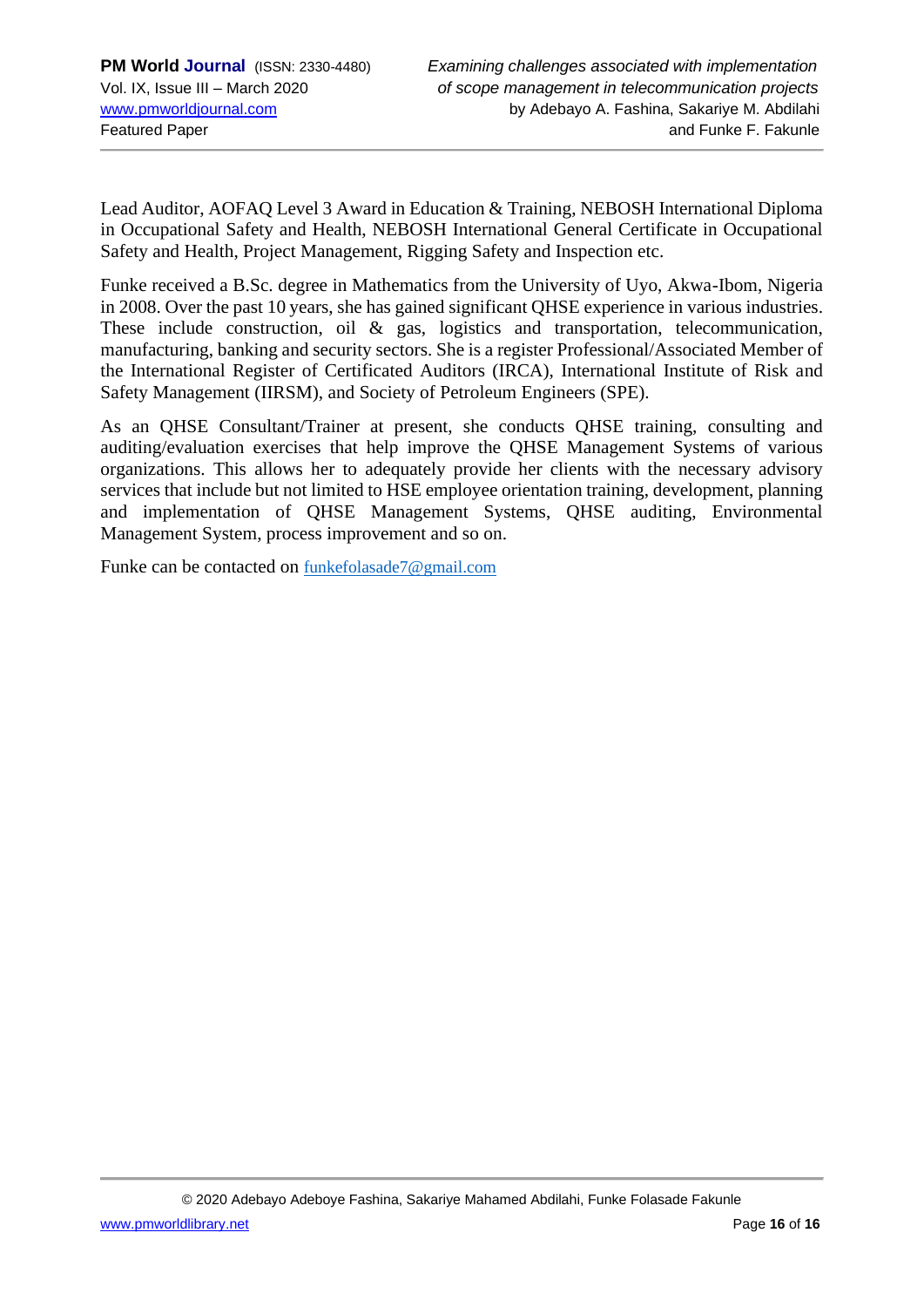Lead Auditor, AOFAQ Level 3 Award in Education & Training, NEBOSH International Diploma in Occupational Safety and Health, NEBOSH International General Certificate in Occupational Safety and Health, Project Management, Rigging Safety and Inspection etc.

Funke received a B.Sc. degree in Mathematics from the University of Uyo, Akwa-Ibom, Nigeria in 2008. Over the past 10 years, she has gained significant QHSE experience in various industries. These include construction, oil & gas, logistics and transportation, telecommunication, manufacturing, banking and security sectors. She is a register Professional/Associated Member of the International Register of Certificated Auditors (IRCA), International Institute of Risk and Safety Management (IIRSM), and Society of Petroleum Engineers (SPE).

As an QHSE Consultant/Trainer at present, she conducts QHSE training, consulting and auditing/evaluation exercises that help improve the QHSE Management Systems of various organizations. This allows her to adequately provide her clients with the necessary advisory services that include but not limited to HSE employee orientation training, development, planning and implementation of QHSE Management Systems, QHSE auditing, Environmental Management System, process improvement and so on.

Funke can be contacted on funkefolasade7@gmail.com